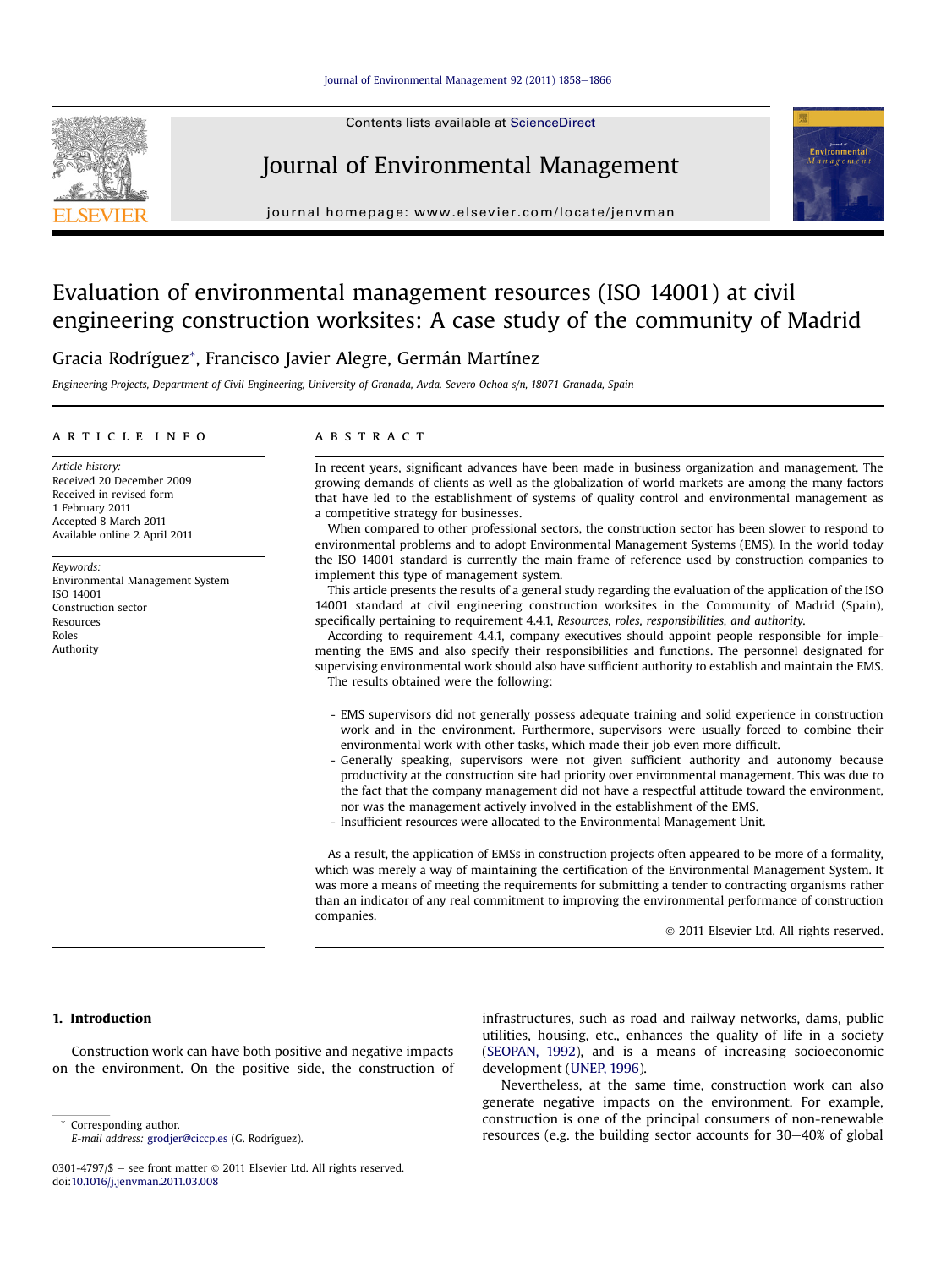# Evaluation of environmental management resources (ISO 14001) at civil engineering construction worksites: A case study of the community of Madrid

Gracia Rodríguez*, Francisco Javier Alegre, Germán Martínez

*Engineering Projects, Department of Civil Engineering, University of Granada, Avda. Severo Ochoa s/n, 18071 Granada, Spain*

## ARTICLE INFO

*Article history:*
Received 20 December 2009
Received in revised form
1 February 2011
Accepted 8 March 2011
Available online 2 April 2011

*Keywords:*
Environmental Management System
ISO 14001
Construction sector
Resources
Roles
Authority

## ABSTRACT

In recent years, significant advances have been made in business organization and management. The growing demands of clients as well as the globalization of world markets are among the many factors that have led to the establishment of systems of quality control and environmental management as a competitive strategy for businesses.

When compared to other professional sectors, the construction sector has been slower to respond to environmental problems and to adopt Environmental Management Systems (EMS). In the world today the ISO 14001 standard is currently the main frame of reference used by construction companies to implement this type of management system.

This article presents the results of a general study regarding the evaluation of the application of the ISO 14001 standard at civil engineering construction worksites in the Community of Madrid (Spain), specifically pertaining to requirement 4.4.1, *Resources, roles, responsibilities, and authority.*

According to requirement 4.4.1, company executives should appoint people responsible for implementing the EMS and also specify their responsibilities and functions. The personnel designated for supervising environmental work should also have sufficient authority to establish and maintain the EMS.

The results obtained were the following:

- EMS supervisors did not generally possess adequate training and solid experience in construction work and in the environment. Furthermore, supervisors were usually forced to combine their environmental work with other tasks, which made their job even more difficult.
- Generally speaking, supervisors were not given sufficient authority and autonomy because productivity at the construction site had priority over environmental management. This was due to the fact that the company management did not have a respectful attitude toward the environment, nor was the management actively involved in the establishment of the EMS.
- Insufficient resources were allocated to the Environmental Management Unit.

As a result, the application of EMSs in construction projects often appeared to be more of a formality, which was merely a way of maintaining the certification of the Environmental Management System. It was more a means of meeting the requirements for submitting a tender to contracting organisms rather than an indicator of any real commitment to improving the environmental performance of construction companies.

© 2011 Elsevier Ltd. All rights reserved.

## 1. Introduction

Construction work can have both positive and negative impacts on the environment. On the positive side, the construction of infrastructures, such as road and railway networks, dams, public utilities, housing, etc., enhances the quality of life in a society (SEOPAN, 1992), and is a means of increasing socioeconomic development (UNEP, 1996).

Nevertheless, at the same time, construction work can also generate negative impacts on the environment. For example, construction is one of the principal consumers of non-renewable resources (e.g. the building sector accounts for 30–40% of global

---

* Corresponding author.
*E-mail address:* grodjer@ciccp.es (G. Rodríguez).

0301-4797/$ – see front matter © 2011 Elsevier Ltd. All rights reserved.
doi:10.1016/j.jenvman.2011.03.008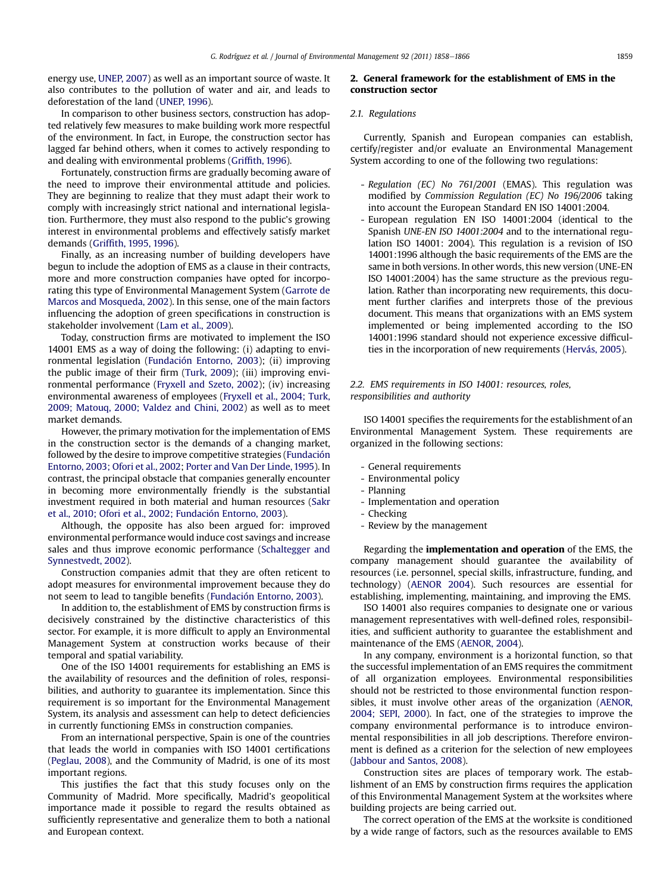energy use, UNEP, 2007) as well as an important source of waste. It also contributes to the pollution of water and air, and leads to deforestation of the land (UNEP, 1996).

In comparison to other business sectors, construction has adopted relatively few measures to make building work more respectful of the environment. In fact, in Europe, the construction sector has lagged far behind others, when it comes to actively responding to and dealing with environmental problems (Griffith, 1996).

Fortunately, construction firms are gradually becoming aware of the need to improve their environmental attitude and policies. They are beginning to realize that they must adapt their work to comply with increasingly strict national and international legislation. Furthermore, they must also respond to the public's growing interest in environmental problems and effectively satisfy market demands (Griffith, 1995, 1996).

Finally, as an increasing number of building developers have begun to include the adoption of EMS as a clause in their contracts, more and more construction companies have opted for incorporating this type of Environmental Management System (Garrote de Marcos and Mosqueda, 2002). In this sense, one of the main factors influencing the adoption of green specifications in construction is stakeholder involvement (Lam et al., 2009).

Today, construction firms are motivated to implement the ISO 14001 EMS as a way of doing the following: (i) adapting to environmental legislation (Fundación Entorno, 2003); (ii) improving the public image of their firm (Turk, 2009); (iii) improving environmental performance (Fryxell and Szeto, 2002); (iv) increasing environmental awareness of employees (Fryxell et al., 2004; Turk, 2009; Matouq, 2000; Valdez and Chini, 2002) as well as to meet market demands.

However, the primary motivation for the implementation of EMS in the construction sector is the demands of a changing market, followed by the desire to improve competitive strategies (Fundación Entorno, 2003; Ofori et al., 2002; Porter and Van Der Linde, 1995). In contrast, the principal obstacle that companies generally encounter in becoming more environmentally friendly is the substantial investment required in both material and human resources (Sakr et al., 2010; Ofori et al., 2002; Fundación Entorno, 2003).

Although, the opposite has also been argued for: improved environmental performance would induce cost savings and increase sales and thus improve economic performance (Schaltegger and Synnestvedt, 2002).

Construction companies admit that they are often reticent to adopt measures for environmental improvement because they do not seem to lead to tangible benefits (Fundación Entorno, 2003).

In addition to, the establishment of EMS by construction firms is decisively constrained by the distinctive characteristics of this sector. For example, it is more difficult to apply an Environmental Management System at construction works because of their temporal and spatial variability.

One of the ISO 14001 requirements for establishing an EMS is the availability of resources and the definition of roles, responsibilities, and authority to guarantee its implementation. Since this requirement is so important for the Environmental Management System, its analysis and assessment can help to detect deficiencies in currently functioning EMSs in construction companies.

From an international perspective, Spain is one of the countries that leads the world in companies with ISO 14001 certifications (Peglau, 2008), and the Community of Madrid, is one of its most important regions.

This justifies the fact that this study focuses only on the Community of Madrid. More specifically, Madrid's geopolitical importance made it possible to regard the results obtained as sufficiently representative and generalize them to both a national and European context.

## 2. General framework for the establishment of EMS in the construction sector

### 2.1. Regulations

Currently, Spanish and European companies can establish, certify/register and/or evaluate an Environmental Management System according to one of the following two regulations:

- *Regulation (EC) No 761/2001* (EMAS). This regulation was modified by *Commission Regulation (EC) No 196/2006* taking into account the European Standard EN ISO 14001:2004.
- European regulation EN ISO 14001:2004 (identical to the Spanish *UNE-EN ISO 14001:2004* and to the international regulation ISO 14001: 2004). This regulation is a revision of ISO 14001:1996 although the basic requirements of the EMS are the same in both versions. In other words, this new version (UNE-EN ISO 14001:2004) has the same structure as the previous regulation. Rather than incorporating new requirements, this document further clarifies and interprets those of the previous document. This means that organizations with an EMS system implemented or being implemented according to the ISO 14001:1996 standard should not experience excessive difficulties in the incorporation of new requirements (Hervás, 2005).

### 2.2. EMS requirements in ISO 14001: resources, roles, responsibilities and authority

ISO 14001 specifies the requirements for the establishment of an Environmental Management System. These requirements are organized in the following sections:

- General requirements
- Environmental policy
- Planning
- Implementation and operation
- Checking
- Review by the management

Regarding the **implementation and operation** of the EMS, the company management should guarantee the availability of resources (i.e. personnel, special skills, infrastructure, funding, and technology) (AENOR 2004). Such resources are essential for establishing, implementing, maintaining, and improving the EMS.

ISO 14001 also requires companies to designate one or various management representatives with well-defined roles, responsibilities, and sufficient authority to guarantee the establishment and maintenance of the EMS (AENOR, 2004).

In any company, environment is a horizontal function, so that the successful implementation of an EMS requires the commitment of all organization employees. Environmental responsibilities should not be restricted to those environmental function responsibles, it must involve other areas of the organization (AENOR, 2004; SEPI, 2000). In fact, one of the strategies to improve the company environmental performance is to introduce environmental responsibilities in all job descriptions. Therefore environment is defined as a criterion for the selection of new employees (Jabbour and Santos, 2008).

Construction sites are places of temporary work. The establishment of an EMS by construction firms requires the application of this Environmental Management System at the worksites where building projects are being carried out.

The correct operation of the EMS at the worksite is conditioned by a wide range of factors, such as the resources available to EMS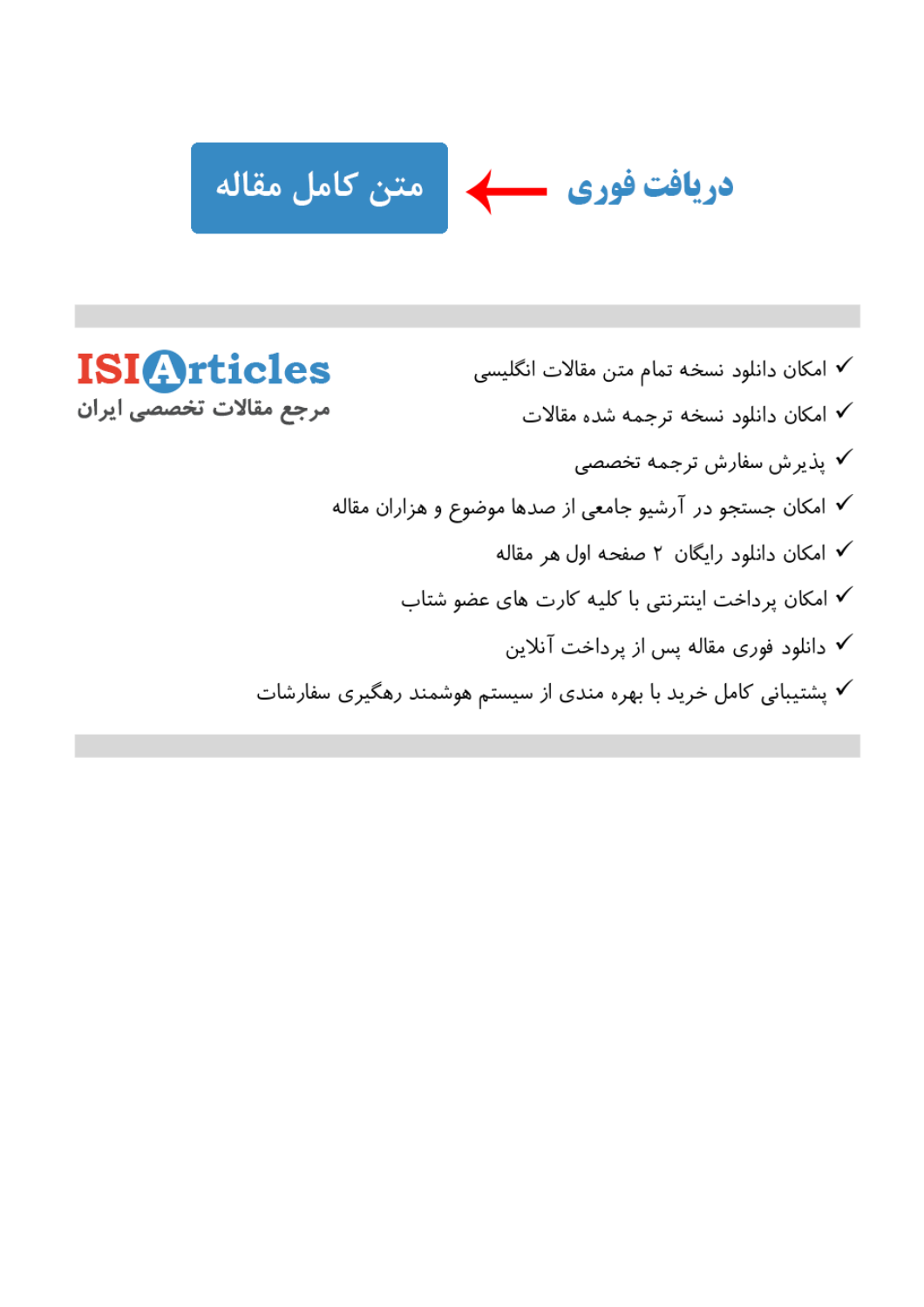دریافت فوری ← متن کامل مقاله

**ISIArticles**
مرجع مقالات تخصصی ایران

- ✓ امکان دانلود نسخه تمام متن مقالات انگلیسی
- ✓ امکان دانلود نسخه ترجمه شده مقالات
- ✓ پذیرش سفارش ترجمه تخصصی
- ✓ امکان جستجو در آرشیو جامعی از صدها موضوع و هزاران مقاله
- ✓ امکان دانلود رایگان ۲ صفحه اول هر مقاله
- ✓ امکان پرداخت اینترنتی با کلیه کارت های عضو شتاب
- ✓ دانلود فوری مقاله پس از پرداخت آنلاین
- ✓ پشتیبانی کامل خرید با بهره مندی از سیستم هوشمند رهگیری سفارشات